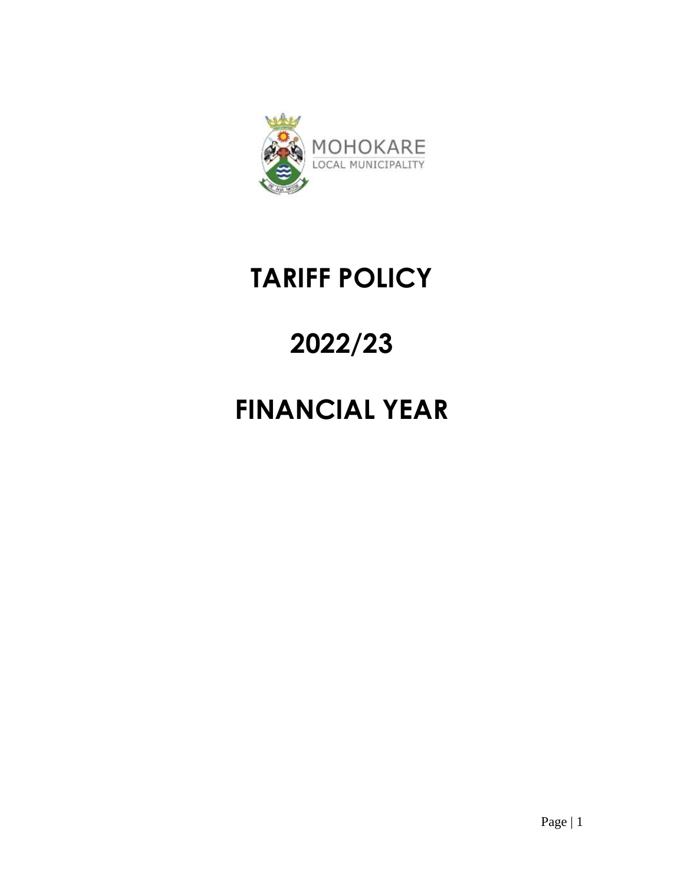MOHOKARE
LOCAL MUNICIPALITY

# TARIFF POLICY

# 2022/23

# FINANCIAL YEAR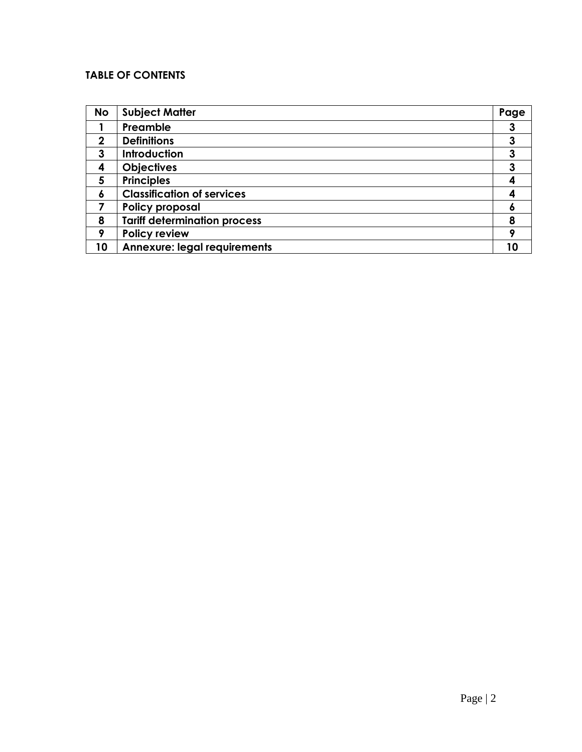**TABLE OF CONTENTS**

| No | Subject Matter | Page |
|---|---|---|
| 1 | Preamble | 3 |
| 2 | Definitions | 3 |
| 3 | Introduction | 3 |
| 4 | Objectives | 3 |
| 5 | Principles | 4 |
| 6 | Classification of services | 4 |
| 7 | Policy proposal | 6 |
| 8 | Tariff determination process | 8 |
| 9 | Policy review | 9 |
| 10 | Annexure: legal requirements | 10 |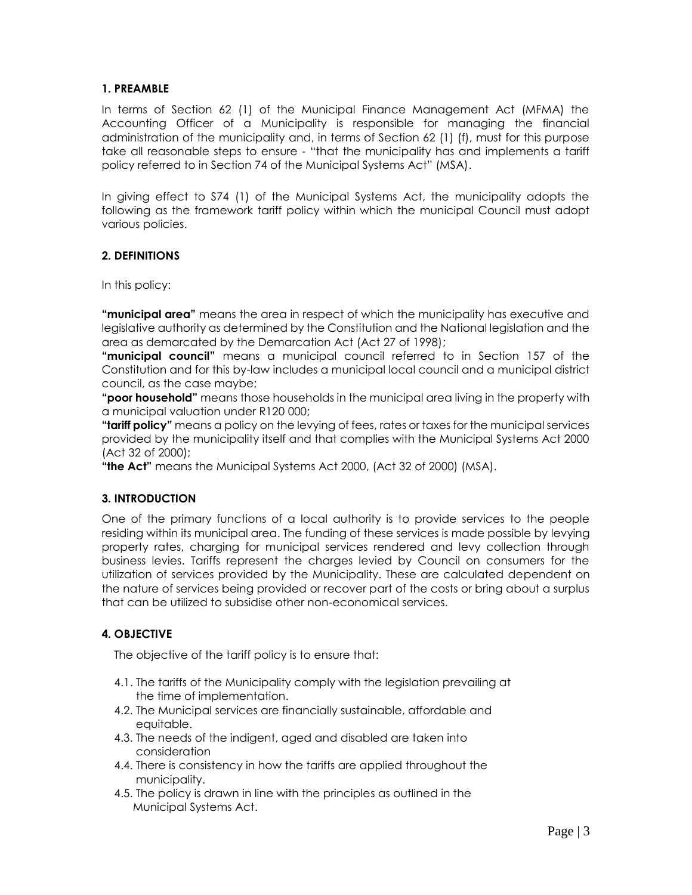## 1. PREAMBLE

In terms of Section 62 (1) of the Municipal Finance Management Act (MFMA) the Accounting Officer of a Municipality is responsible for managing the financial administration of the municipality and, in terms of Section 62 (1) (f), must for this purpose take all reasonable steps to ensure - "that the municipality has and implements a tariff policy referred to in Section 74 of the Municipal Systems Act" (MSA).

In giving effect to S74 (1) of the Municipal Systems Act, the municipality adopts the following as the framework tariff policy within which the municipal Council must adopt various policies.

## 2. DEFINITIONS

In this policy:

**"municipal area"** means the area in respect of which the municipality has executive and legislative authority as determined by the Constitution and the National legislation and the area as demarcated by the Demarcation Act (Act 27 of 1998);
**"municipal council"** means a municipal council referred to in Section 157 of the Constitution and for this by-law includes a municipal local council and a municipal district council, as the case maybe;
**"poor household"** means those households in the municipal area living in the property with a municipal valuation under R120 000;
**"tariff policy"** means a policy on the levying of fees, rates or taxes for the municipal services provided by the municipality itself and that complies with the Municipal Systems Act 2000 (Act 32 of 2000);
**"the Act"** means the Municipal Systems Act 2000, (Act 32 of 2000) (MSA).

## 3. INTRODUCTION

One of the primary functions of a local authority is to provide services to the people residing within its municipal area. The funding of these services is made possible by levying property rates, charging for municipal services rendered and levy collection through business levies. Tariffs represent the charges levied by Council on consumers for the utilization of services provided by the Municipality. These are calculated dependent on the nature of services being provided or recover part of the costs or bring about a surplus that can be utilized to subsidise other non-economical services.

## 4. OBJECTIVE

The objective of the tariff policy is to ensure that:

4.1. The tariffs of the Municipality comply with the legislation prevailing at the time of implementation.
4.2. The Municipal services are financially sustainable, affordable and equitable.
4.3. The needs of the indigent, aged and disabled are taken into consideration
4.4. There is consistency in how the tariffs are applied throughout the municipality.
4.5. The policy is drawn in line with the principles as outlined in the Municipal Systems Act.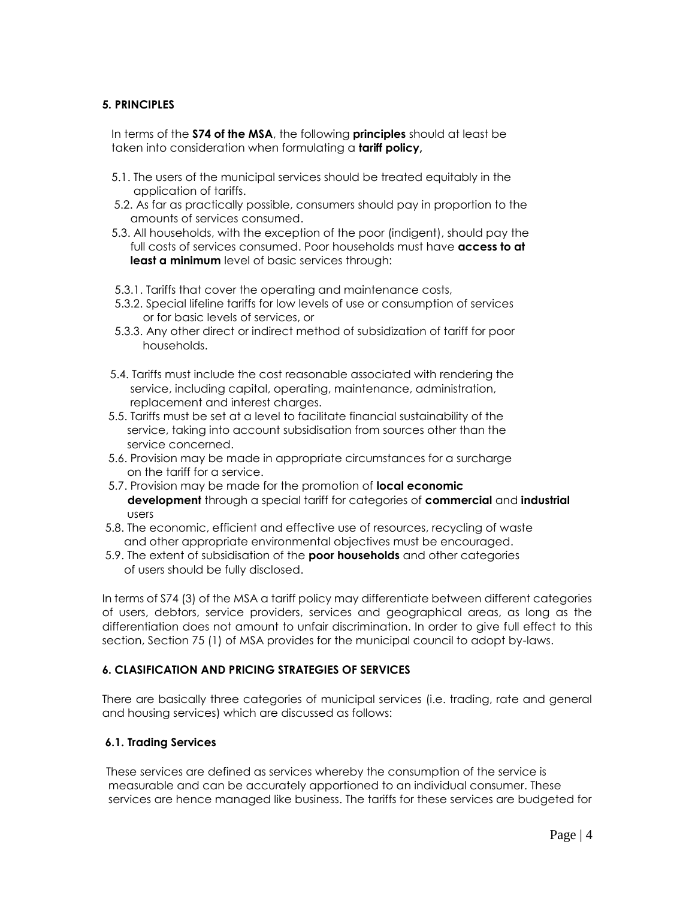### 5. PRINCIPLES

In terms of the **S74 of the MSA**, the following **principles** should at least be taken into consideration when formulating a **tariff policy,**

5.1. The users of the municipal services should be treated equitably in the application of tariffs.

5.2. As far as practically possible, consumers should pay in proportion to the amounts of services consumed.

5.3. All households, with the exception of the poor (indigent), should pay the full costs of services consumed. Poor households must have **access to at least a minimum** level of basic services through:

5.3.1. Tariffs that cover the operating and maintenance costs,

5.3.2. Special lifeline tariffs for low levels of use or consumption of services or for basic levels of services, or

5.3.3. Any other direct or indirect method of subsidization of tariff for poor households.

5.4. Tariffs must include the cost reasonable associated with rendering the service, including capital, operating, maintenance, administration, replacement and interest charges.

5.5. Tariffs must be set at a level to facilitate financial sustainability of the service, taking into account subsidisation from sources other than the service concerned.

5.6. Provision may be made in appropriate circumstances for a surcharge on the tariff for a service.

5.7. Provision may be made for the promotion of **local economic development** through a special tariff for categories of **commercial** and **industrial** users

5.8. The economic, efficient and effective use of resources, recycling of waste and other appropriate environmental objectives must be encouraged.

5.9. The extent of subsidisation of the **poor households** and other categories of users should be fully disclosed.

In terms of S74 (3) of the MSA a tariff policy may differentiate between different categories of users, debtors, service providers, services and geographical areas, as long as the differentiation does not amount to unfair discrimination. In order to give full effect to this section, Section 75 (1) of MSA provides for the municipal council to adopt by-laws.

### 6. CLASIFICATION AND PRICING STRATEGIES OF SERVICES

There are basically three categories of municipal services (i.e. trading, rate and general and housing services) which are discussed as follows:

#### 6.1. Trading Services

These services are defined as services whereby the consumption of the service is measurable and can be accurately apportioned to an individual consumer. These services are hence managed like business. The tariffs for these services are budgeted for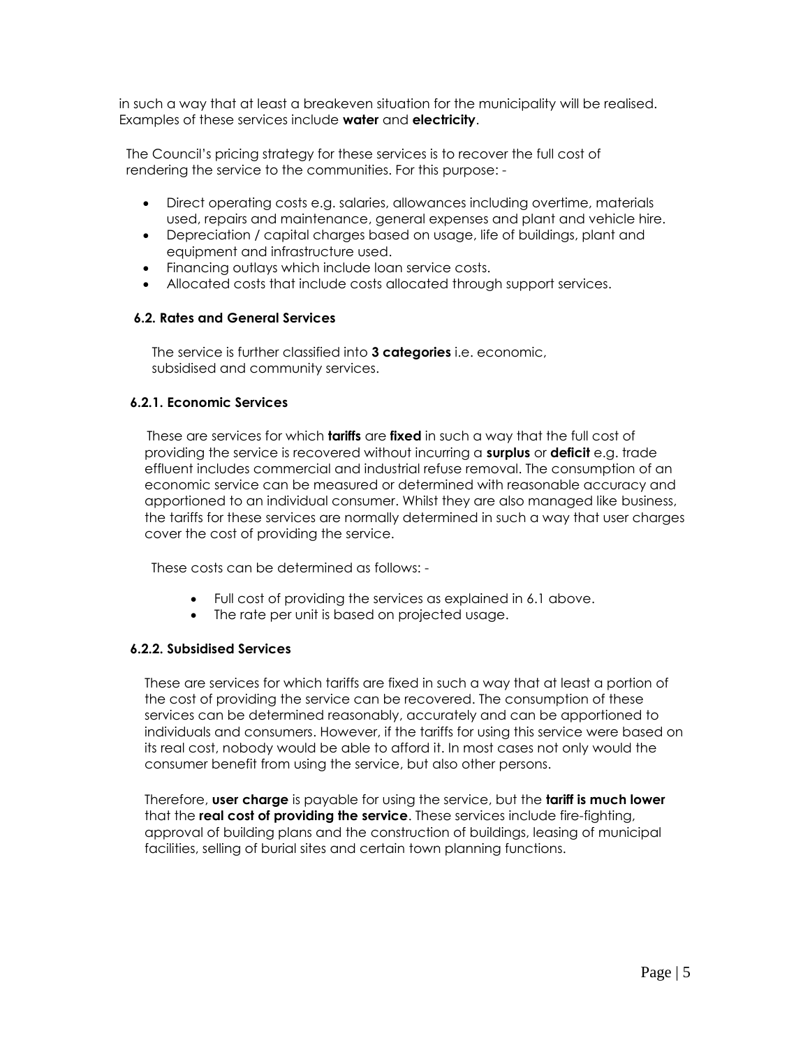in such a way that at least a breakeven situation for the municipality will be realised. Examples of these services include **water** and **electricity**.

The Council's pricing strategy for these services is to recover the full cost of rendering the service to the communities. For this purpose: -

- Direct operating costs e.g. salaries, allowances including overtime, materials used, repairs and maintenance, general expenses and plant and vehicle hire.
- Depreciation / capital charges based on usage, life of buildings, plant and equipment and infrastructure used.
- Financing outlays which include loan service costs.
- Allocated costs that include costs allocated through support services.

### 6.2. Rates and General Services

The service is further classified into **3 categories** i.e. economic, subsidised and community services.

#### 6.2.1. Economic Services

These are services for which **tariffs** are **fixed** in such a way that the full cost of providing the service is recovered without incurring a **surplus** or **deficit** e.g. trade effluent includes commercial and industrial refuse removal. The consumption of an economic service can be measured or determined with reasonable accuracy and apportioned to an individual consumer. Whilst they are also managed like business, the tariffs for these services are normally determined in such a way that user charges cover the cost of providing the service.

These costs can be determined as follows: -

- Full cost of providing the services as explained in 6.1 above.
- The rate per unit is based on projected usage.

#### 6.2.2. Subsidised Services

These are services for which tariffs are fixed in such a way that at least a portion of the cost of providing the service can be recovered. The consumption of these services can be determined reasonably, accurately and can be apportioned to individuals and consumers. However, if the tariffs for using this service were based on its real cost, nobody would be able to afford it. In most cases not only would the consumer benefit from using the service, but also other persons.

Therefore, **user charge** is payable for using the service, but the **tariff is much lower** that the **real cost of providing the service**. These services include fire-fighting, approval of building plans and the construction of buildings, leasing of municipal facilities, selling of burial sites and certain town planning functions.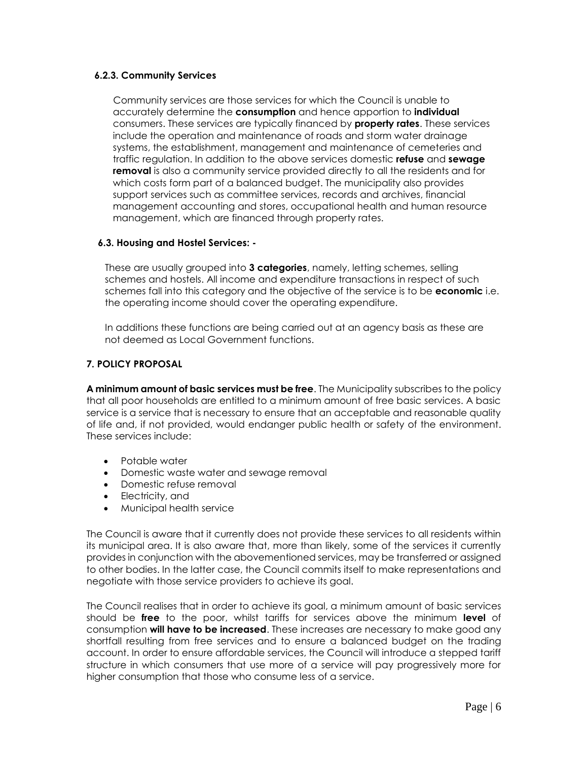#### 6.2.3. Community Services

Community services are those services for which the Council is unable to accurately determine the **consumption** and hence apportion to **individual** consumers. These services are typically financed by **property rates**. These services include the operation and maintenance of roads and storm water drainage systems, the establishment, management and maintenance of cemeteries and traffic regulation. In addition to the above services domestic **refuse** and **sewage removal** is also a community service provided directly to all the residents and for which costs form part of a balanced budget. The municipality also provides support services such as committee services, records and archives, financial management accounting and stores, occupational health and human resource management, which are financed through property rates.

### 6.3. Housing and Hostel Services: -

These are usually grouped into **3 categories**, namely, letting schemes, selling schemes and hostels. All income and expenditure transactions in respect of such schemes fall into this category and the objective of the service is to be **economic** i.e. the operating income should cover the operating expenditure.

In additions these functions are being carried out at an agency basis as these are not deemed as Local Government functions.

## 7. POLICY PROPOSAL

**A minimum amount of basic services must be free**. The Municipality subscribes to the policy that all poor households are entitled to a minimum amount of free basic services. A basic service is a service that is necessary to ensure that an acceptable and reasonable quality of life and, if not provided, would endanger public health or safety of the environment. These services include:

- Potable water
- Domestic waste water and sewage removal
- Domestic refuse removal
- Electricity, and
- Municipal health service

The Council is aware that it currently does not provide these services to all residents within its municipal area. It is also aware that, more than likely, some of the services it currently provides in conjunction with the abovementioned services, may be transferred or assigned to other bodies. In the latter case, the Council commits itself to make representations and negotiate with those service providers to achieve its goal.

The Council realises that in order to achieve its goal, a minimum amount of basic services should be **free** to the poor, whilst tariffs for services above the minimum **level** of consumption **will have to be increased**. These increases are necessary to make good any shortfall resulting from free services and to ensure a balanced budget on the trading account. In order to ensure affordable services, the Council will introduce a stepped tariff structure in which consumers that use more of a service will pay progressively more for higher consumption that those who consume less of a service.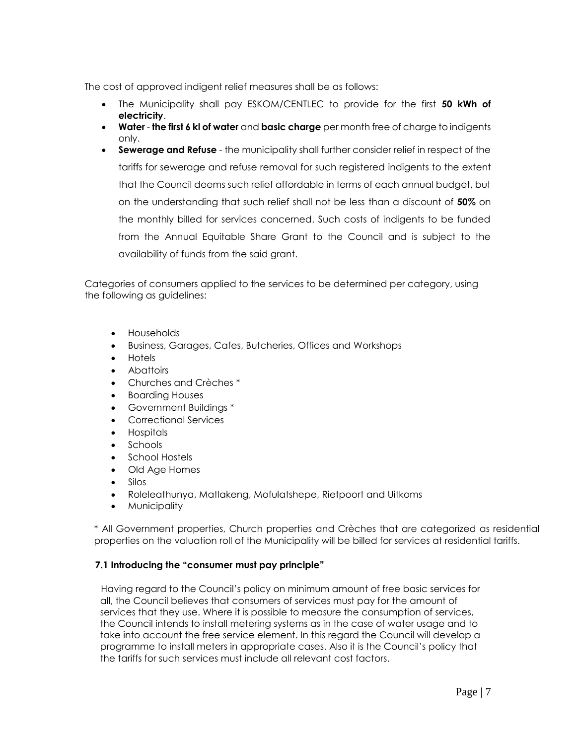The cost of approved indigent relief measures shall be as follows:

- The Municipality shall pay ESKOM/CENTLEC to provide for the first **50 kWh of electricity**.
- **Water** - **the first 6 kl of water** and **basic charge** per month free of charge to indigents only.
- **Sewerage and Refuse** - the municipality shall further consider relief in respect of the tariffs for sewerage and refuse removal for such registered indigents to the extent that the Council deems such relief affordable in terms of each annual budget, but on the understanding that such relief shall not be less than a discount of **50%** on the monthly billed for services concerned. Such costs of indigents to be funded from the Annual Equitable Share Grant to the Council and is subject to the availability of funds from the said grant.

Categories of consumers applied to the services to be determined per category, using the following as guidelines:

- Households
- Business, Garages, Cafes, Butcheries, Offices and Workshops
- Hotels
- Abattoirs
- Churches and Crèches *
- Boarding Houses
- Government Buildings *
- Correctional Services
- Hospitals
- Schools
- School Hostels
- Old Age Homes
- Silos
- Roleleathunya, Matlakeng, Mofulatshepe, Rietpoort and Uitkoms
- Municipality

* All Government properties, Church properties and Crèches that are categorized as residential properties on the valuation roll of the Municipality will be billed for services at residential tariffs.

### 7.1 Introducing the "consumer must pay principle"

Having regard to the Council's policy on minimum amount of free basic services for all, the Council believes that consumers of services must pay for the amount of services that they use. Where it is possible to measure the consumption of services, the Council intends to install metering systems as in the case of water usage and to take into account the free service element. In this regard the Council will develop a programme to install meters in appropriate cases. Also it is the Council's policy that the tariffs for such services must include all relevant cost factors.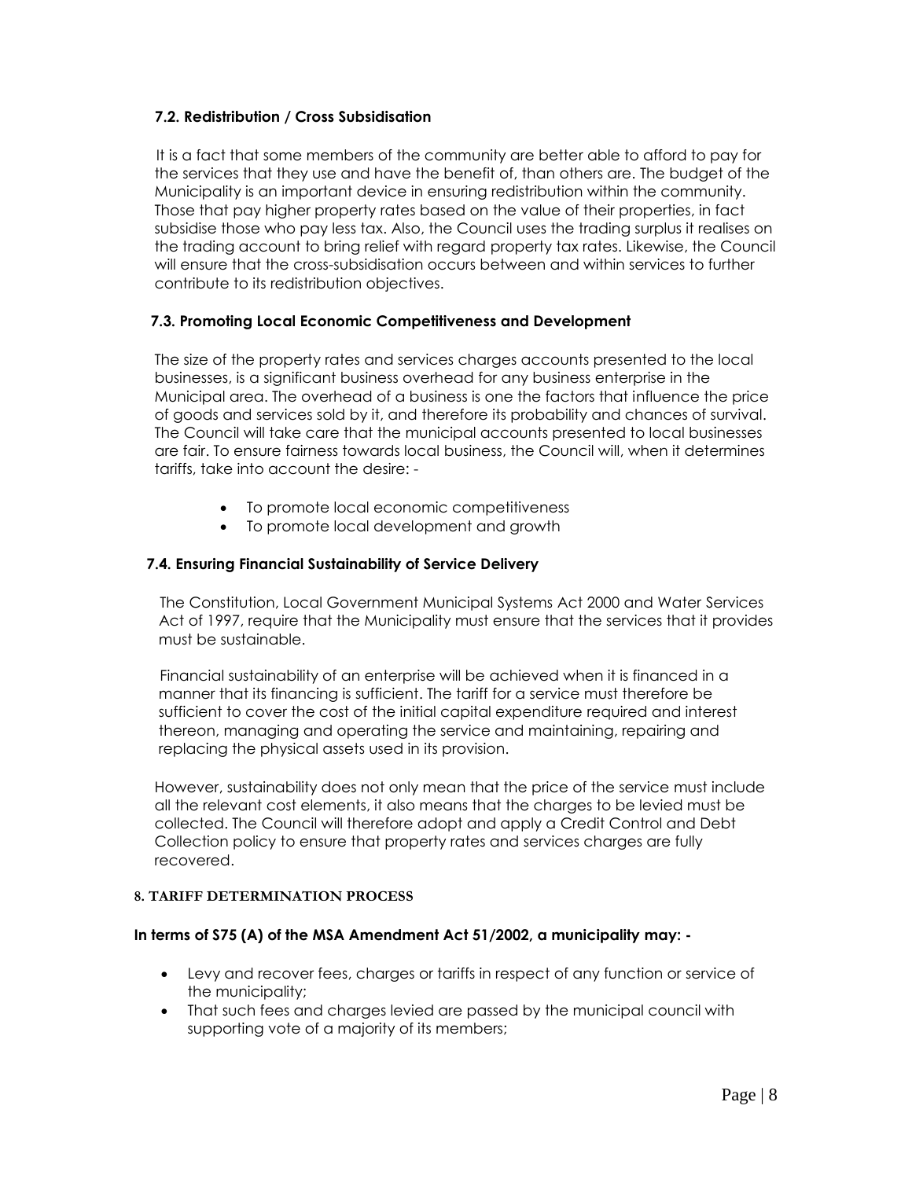### 7.2. Redistribution / Cross Subsidisation

It is a fact that some members of the community are better able to afford to pay for the services that they use and have the benefit of, than others are. The budget of the Municipality is an important device in ensuring redistribution within the community. Those that pay higher property rates based on the value of their properties, in fact subsidise those who pay less tax. Also, the Council uses the trading surplus it realises on the trading account to bring relief with regard property tax rates. Likewise, the Council will ensure that the cross-subsidisation occurs between and within services to further contribute to its redistribution objectives.

### 7.3. Promoting Local Economic Competitiveness and Development

The size of the property rates and services charges accounts presented to the local businesses, is a significant business overhead for any business enterprise in the Municipal area. The overhead of a business is one the factors that influence the price of goods and services sold by it, and therefore its probability and chances of survival. The Council will take care that the municipal accounts presented to local businesses are fair. To ensure fairness towards local business, the Council will, when it determines tariffs, take into account the desire: -

- To promote local economic competitiveness
- To promote local development and growth

### 7.4. Ensuring Financial Sustainability of Service Delivery

The Constitution, Local Government Municipal Systems Act 2000 and Water Services Act of 1997, require that the Municipality must ensure that the services that it provides must be sustainable.

Financial sustainability of an enterprise will be achieved when it is financed in a manner that its financing is sufficient. The tariff for a service must therefore be sufficient to cover the cost of the initial capital expenditure required and interest thereon, managing and operating the service and maintaining, repairing and replacing the physical assets used in its provision.

However, sustainability does not only mean that the price of the service must include all the relevant cost elements, it also means that the charges to be levied must be collected. The Council will therefore adopt and apply a Credit Control and Debt Collection policy to ensure that property rates and services charges are fully recovered.

## 8. TARIFF DETERMINATION PROCESS

**In terms of S75 (A) of the MSA Amendment Act 51/2002, a municipality may: -**

- Levy and recover fees, charges or tariffs in respect of any function or service of the municipality;
- That such fees and charges levied are passed by the municipal council with supporting vote of a majority of its members;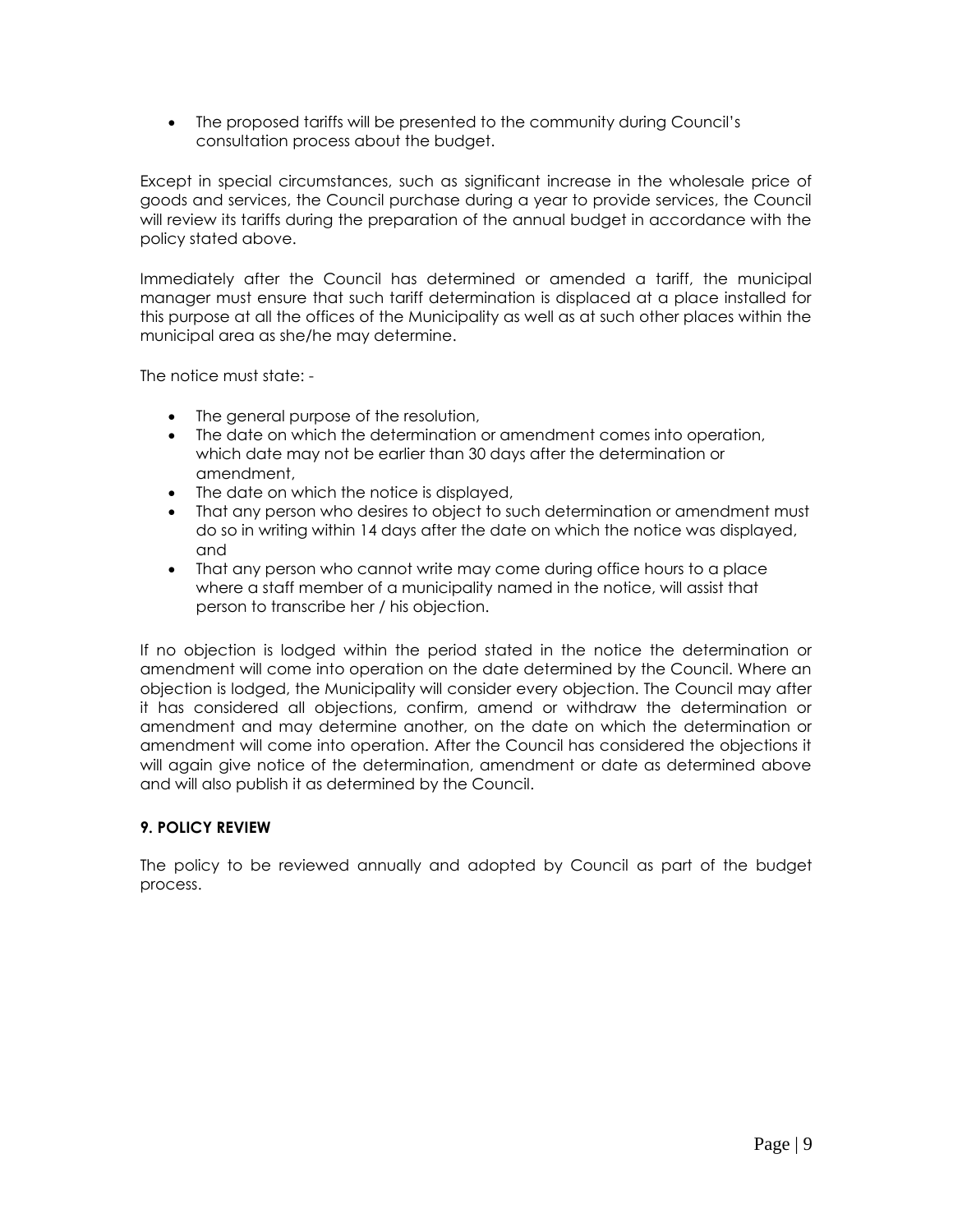- The proposed tariffs will be presented to the community during Council's consultation process about the budget.

Except in special circumstances, such as significant increase in the wholesale price of goods and services, the Council purchase during a year to provide services, the Council will review its tariffs during the preparation of the annual budget in accordance with the policy stated above.

Immediately after the Council has determined or amended a tariff, the municipal manager must ensure that such tariff determination is displaced at a place installed for this purpose at all the offices of the Municipality as well as at such other places within the municipal area as she/he may determine.

The notice must state: -

- The general purpose of the resolution,
- The date on which the determination or amendment comes into operation, which date may not be earlier than 30 days after the determination or amendment,
- The date on which the notice is displayed,
- That any person who desires to object to such determination or amendment must do so in writing within 14 days after the date on which the notice was displayed, and
- That any person who cannot write may come during office hours to a place where a staff member of a municipality named in the notice, will assist that person to transcribe her / his objection.

If no objection is lodged within the period stated in the notice the determination or amendment will come into operation on the date determined by the Council. Where an objection is lodged, the Municipality will consider every objection. The Council may after it has considered all objections, confirm, amend or withdraw the determination or amendment and may determine another, on the date on which the determination or amendment will come into operation. After the Council has considered the objections it will again give notice of the determination, amendment or date as determined above and will also publish it as determined by the Council.

**9. POLICY REVIEW**

The policy to be reviewed annually and adopted by Council as part of the budget process.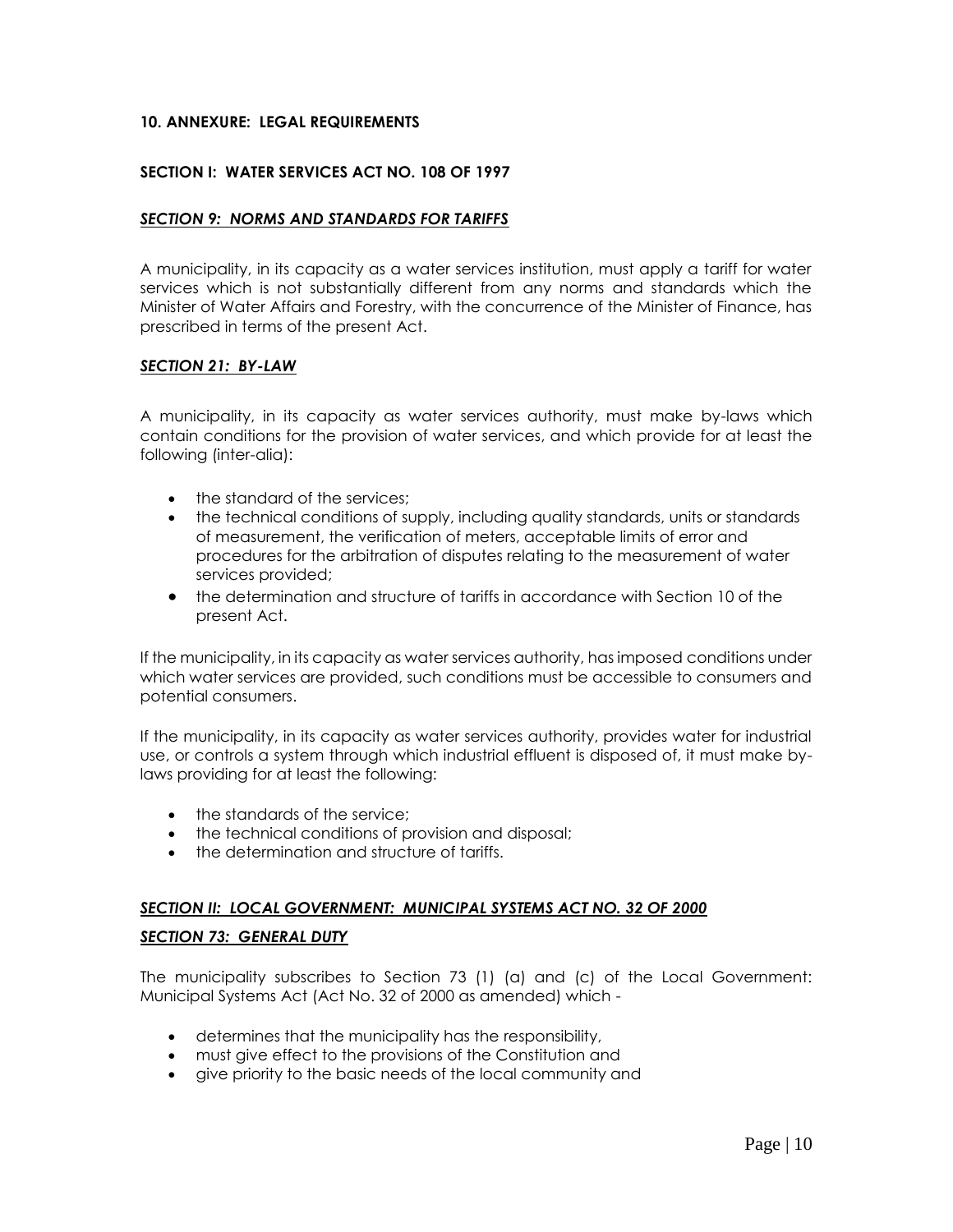## 10. ANNEXURE: LEGAL REQUIREMENTS

### SECTION I: WATER SERVICES ACT NO. 108 OF 1997

#### ***SECTION 9: NORMS AND STANDARDS FOR TARIFFS***

A municipality, in its capacity as a water services institution, must apply a tariff for water services which is not substantially different from any norms and standards which the Minister of Water Affairs and Forestry, with the concurrence of the Minister of Finance, has prescribed in terms of the present Act.

#### ***SECTION 21: BY-LAW***

A municipality, in its capacity as water services authority, must make by-laws which contain conditions for the provision of water services, and which provide for at least the following (inter-alia):

- the standard of the services;
- the technical conditions of supply, including quality standards, units or standards of measurement, the verification of meters, acceptable limits of error and procedures for the arbitration of disputes relating to the measurement of water services provided;
- the determination and structure of tariffs in accordance with Section 10 of the present Act.

If the municipality, in its capacity as water services authority, has imposed conditions under which water services are provided, such conditions must be accessible to consumers and potential consumers.

If the municipality, in its capacity as water services authority, provides water for industrial use, or controls a system through which industrial effluent is disposed of, it must make by-laws providing for at least the following:

- the standards of the service;
- the technical conditions of provision and disposal;
- the determination and structure of tariffs.

### ***SECTION II: LOCAL GOVERNMENT: MUNICIPAL SYSTEMS ACT NO. 32 OF 2000***

#### ***SECTION 73: GENERAL DUTY***

The municipality subscribes to Section 73 (1) (a) and (c) of the Local Government: Municipal Systems Act (Act No. 32 of 2000 as amended) which -

- determines that the municipality has the responsibility,
- must give effect to the provisions of the Constitution and
- give priority to the basic needs of the local community and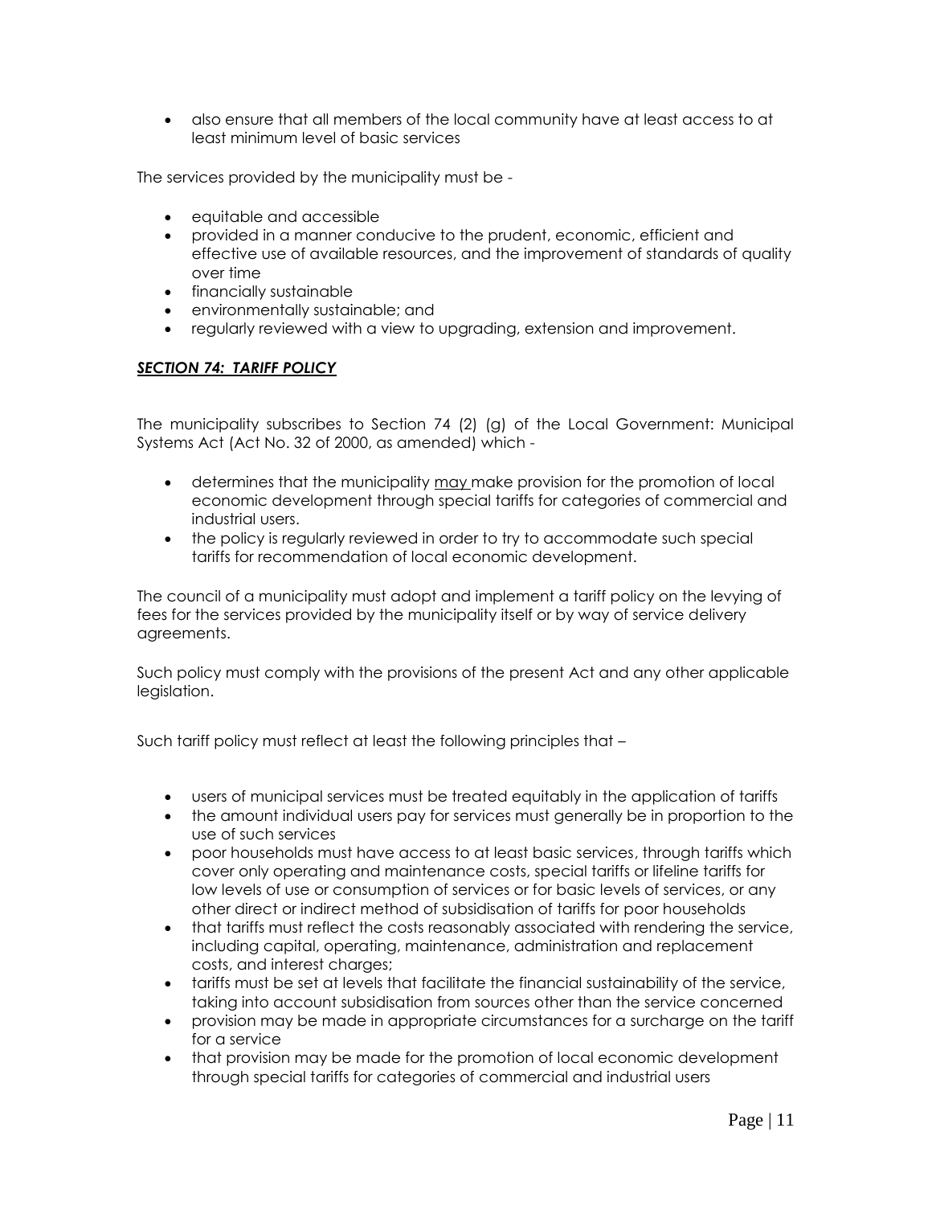- also ensure that all members of the local community have at least access to at least minimum level of basic services

The services provided by the municipality must be -

- equitable and accessible
- provided in a manner conducive to the prudent, economic, efficient and effective use of available resources, and the improvement of standards of quality over time
- financially sustainable
- environmentally sustainable; and
- regularly reviewed with a view to upgrading, extension and improvement.

***SECTION 74: TARIFF POLICY***

The municipality subscribes to Section 74 (2) (g) of the Local Government: Municipal Systems Act (Act No. 32 of 2000, as amended) which -

- determines that the municipality may make provision for the promotion of local economic development through special tariffs for categories of commercial and industrial users.
- the policy is regularly reviewed in order to try to accommodate such special tariffs for recommendation of local economic development.

The council of a municipality must adopt and implement a tariff policy on the levying of fees for the services provided by the municipality itself or by way of service delivery agreements.

Such policy must comply with the provisions of the present Act and any other applicable legislation.

Such tariff policy must reflect at least the following principles that –

- users of municipal services must be treated equitably in the application of tariffs
- the amount individual users pay for services must generally be in proportion to the use of such services
- poor households must have access to at least basic services, through tariffs which cover only operating and maintenance costs, special tariffs or lifeline tariffs for low levels of use or consumption of services or for basic levels of services, or any other direct or indirect method of subsidisation of tariffs for poor households
- that tariffs must reflect the costs reasonably associated with rendering the service, including capital, operating, maintenance, administration and replacement costs, and interest charges;
- tariffs must be set at levels that facilitate the financial sustainability of the service, taking into account subsidisation from sources other than the service concerned
- provision may be made in appropriate circumstances for a surcharge on the tariff for a service
- that provision may be made for the promotion of local economic development through special tariffs for categories of commercial and industrial users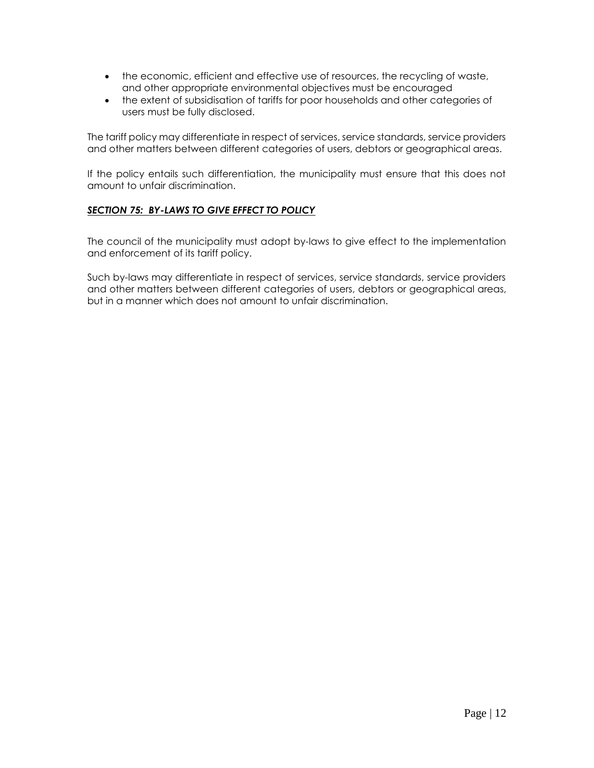- the economic, efficient and effective use of resources, the recycling of waste, and other appropriate environmental objectives must be encouraged
- the extent of subsidisation of tariffs for poor households and other categories of users must be fully disclosed.

The tariff policy may differentiate in respect of services, service standards, service providers and other matters between different categories of users, debtors or geographical areas.

If the policy entails such differentiation, the municipality must ensure that this does not amount to unfair discrimination.

***SECTION 75: BY-LAWS TO GIVE EFFECT TO POLICY***

The council of the municipality must adopt by-laws to give effect to the implementation and enforcement of its tariff policy.

Such by-laws may differentiate in respect of services, service standards, service providers and other matters between different categories of users, debtors or geographical areas, but in a manner which does not amount to unfair discrimination.